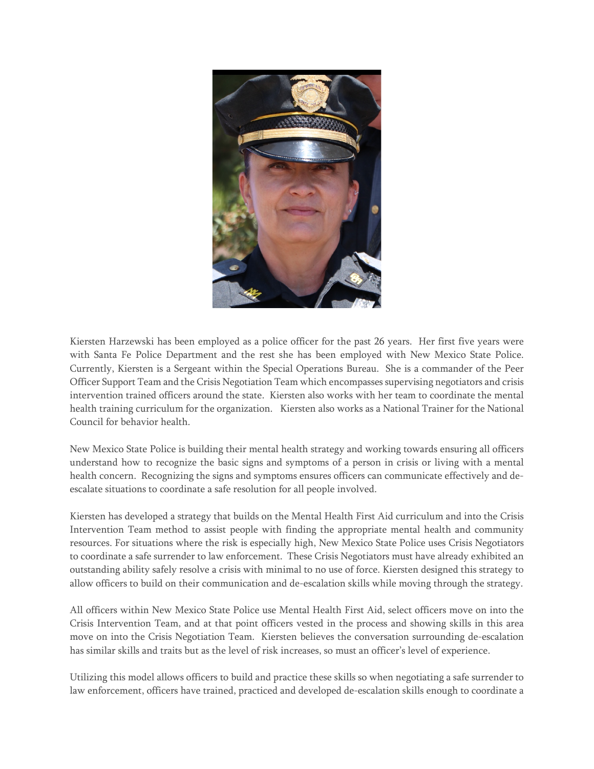Kiersten Harzewski has been employed as a police officer for the past 26 years. Her first five years were with Santa Fe Police Department and the rest she has been employed with New Mexico State Police. Currently, Kiersten is a Sergeant within the Special Operations Bureau. She is a commander of the Peer Officer Support Team and the Crisis Negotiation Team which encompasses supervising negotiators and crisis intervention trained officers around the state. Kiersten also works with her team to coordinate the mental health training curriculum for the organization. Kiersten also works as a National Trainer for the National Council for behavior health.

New Mexico State Police is building their mental health strategy and working towards ensuring all officers understand how to recognize the basic signs and symptoms of a person in crisis or living with a mental health concern. Recognizing the signs and symptoms ensures officers can communicate effectively and de-escalate situations to coordinate a safe resolution for all people involved.

Kiersten has developed a strategy that builds on the Mental Health First Aid curriculum and into the Crisis Intervention Team method to assist people with finding the appropriate mental health and community resources. For situations where the risk is especially high, New Mexico State Police uses Crisis Negotiators to coordinate a safe surrender to law enforcement. These Crisis Negotiators must have already exhibited an outstanding ability safely resolve a crisis with minimal to no use of force. Kiersten designed this strategy to allow officers to build on their communication and de-escalation skills while moving through the strategy.

All officers within New Mexico State Police use Mental Health First Aid, select officers move on into the Crisis Intervention Team, and at that point officers vested in the process and showing skills in this area move on into the Crisis Negotiation Team. Kiersten believes the conversation surrounding de-escalation has similar skills and traits but as the level of risk increases, so must an officer's level of experience.

Utilizing this model allows officers to build and practice these skills so when negotiating a safe surrender to law enforcement, officers have trained, practiced and developed de-escalation skills enough to coordinate a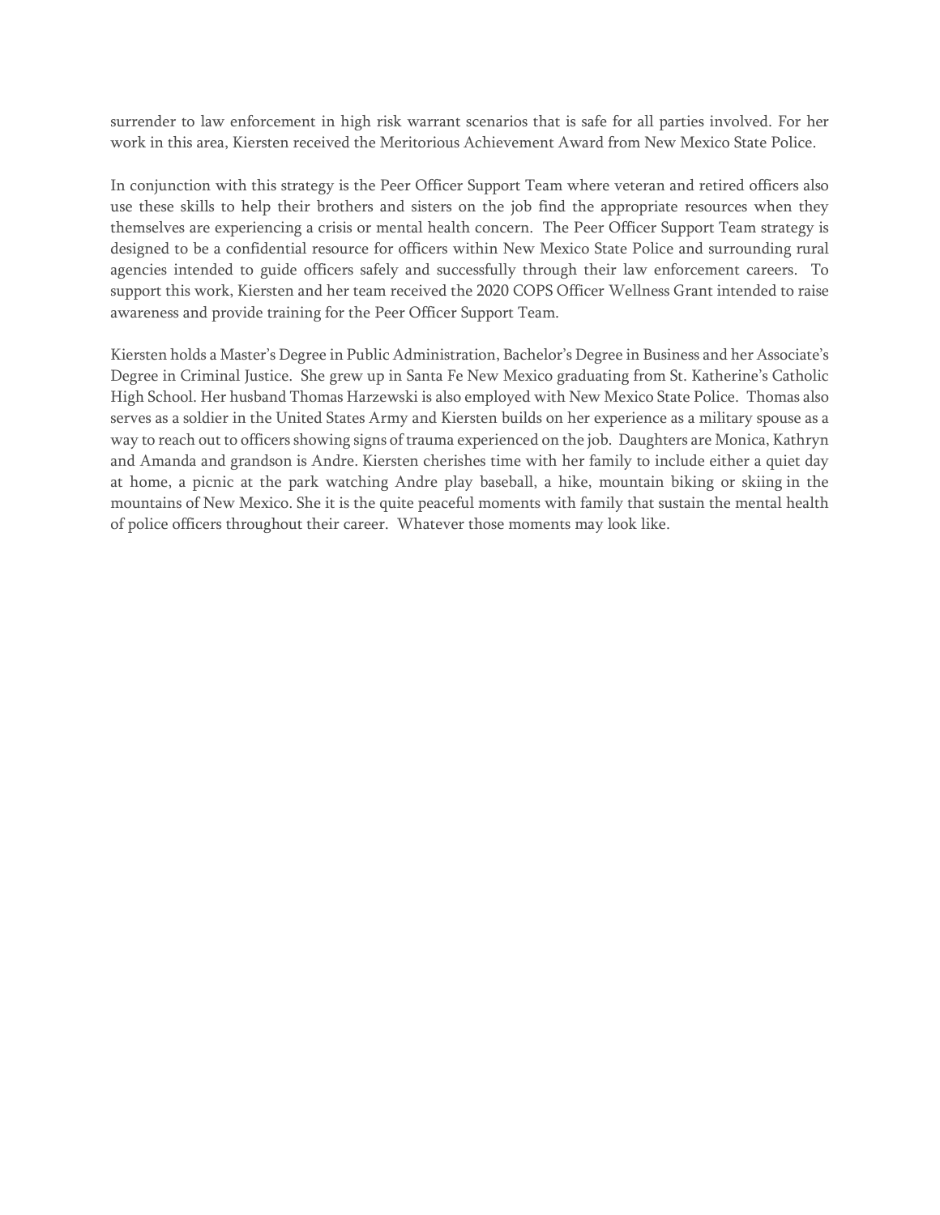surrender to law enforcement in high risk warrant scenarios that is safe for all parties involved. For her work in this area, Kiersten received the Meritorious Achievement Award from New Mexico State Police.

In conjunction with this strategy is the Peer Officer Support Team where veteran and retired officers also use these skills to help their brothers and sisters on the job find the appropriate resources when they themselves are experiencing a crisis or mental health concern. The Peer Officer Support Team strategy is designed to be a confidential resource for officers within New Mexico State Police and surrounding rural agencies intended to guide officers safely and successfully through their law enforcement careers. To support this work, Kiersten and her team received the 2020 COPS Officer Wellness Grant intended to raise awareness and provide training for the Peer Officer Support Team.

Kiersten holds a Master's Degree in Public Administration, Bachelor's Degree in Business and her Associate's Degree in Criminal Justice. She grew up in Santa Fe New Mexico graduating from St. Katherine's Catholic High School. Her husband Thomas Harzewski is also employed with New Mexico State Police. Thomas also serves as a soldier in the United States Army and Kiersten builds on her experience as a military spouse as a way to reach out to officers showing signs of trauma experienced on the job. Daughters are Monica, Kathryn and Amanda and grandson is Andre. Kiersten cherishes time with her family to include either a quiet day at home, a picnic at the park watching Andre play baseball, a hike, mountain biking or skiing in the mountains of New Mexico. She it is the quite peaceful moments with family that sustain the mental health of police officers throughout their career. Whatever those moments may look like.